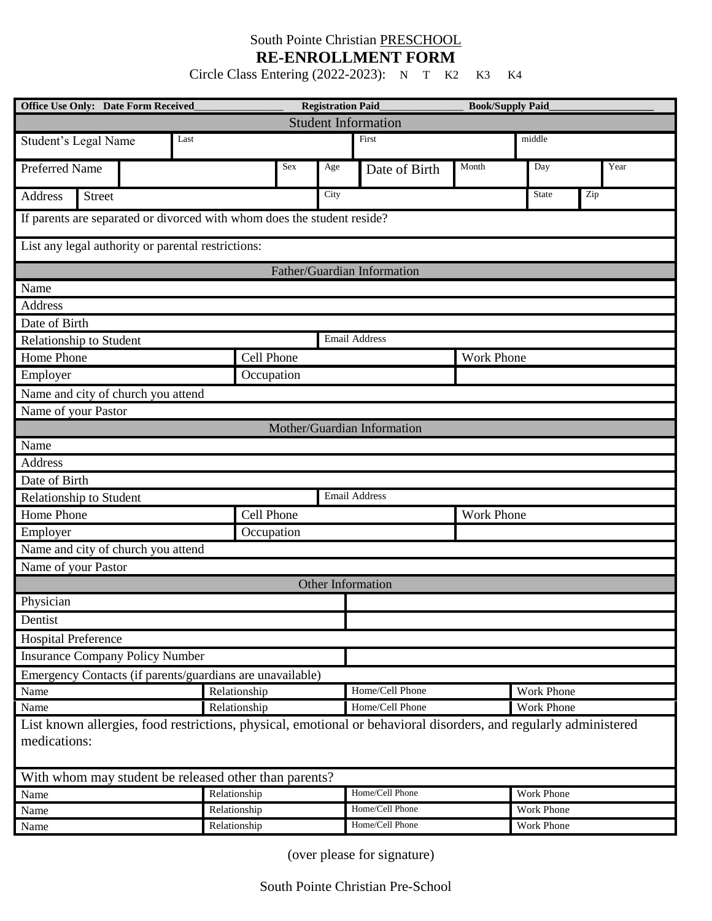South Pointe Christian PRESCHOOL

# RE-ENROLLMENT FORM

Circle Class Entering (2022-2023): N T K2 K3 K4

**Office Use Only: Date Form Received_______________ Registration Paid_______________ Book/Supply Paid___________________**

## Student Information

| Student's Legal Name | Last | | | First | | middle | |
|---|---|---|---|---|---|---|---|
| Preferred Name | | Sex | Age | Date of Birth | Month | Day | Year |
| Address | Street | | City | | | State | Zip |

If parents are separated or divorced with whom does the student reside?

List any legal authority or parental restrictions:

## Father/Guardian Information

| | | |
|---|---|---|
| Name | | |
| Address | | |
| Date of Birth | | |
| Relationship to Student | Email Address | |
| Home Phone | Cell Phone | Work Phone |
| Employer | Occupation | |
| Name and city of church you attend | | |
| Name of your Pastor | | |

## Mother/Guardian Information

| | | |
|---|---|---|
| Name | | |
| Address | | |
| Date of Birth | | |
| Relationship to Student | Email Address | |
| Home Phone | Cell Phone | Work Phone |
| Employer | Occupation | |
| Name and city of church you attend | | |
| Name of your Pastor | | |

## Other Information

| | |
|---|---|
| Physician | |
| Dentist | |
| Hospital Preference | |
| Insurance Company Policy Number | |

Emergency Contacts (if parents/guardians are unavailable)

| | | | |
|---|---|---|---|
| Name | Relationship | Home/Cell Phone | Work Phone |
| Name | Relationship | Home/Cell Phone | Work Phone |

List known allergies, food restrictions, physical, emotional or behavioral disorders, and regularly administered medications:

With whom may student be released other than parents?

| | | | |
|---|---|---|---|
| Name | Relationship | Home/Cell Phone | Work Phone |
| Name | Relationship | Home/Cell Phone | Work Phone |
| Name | Relationship | Home/Cell Phone | Work Phone |

(over please for signature)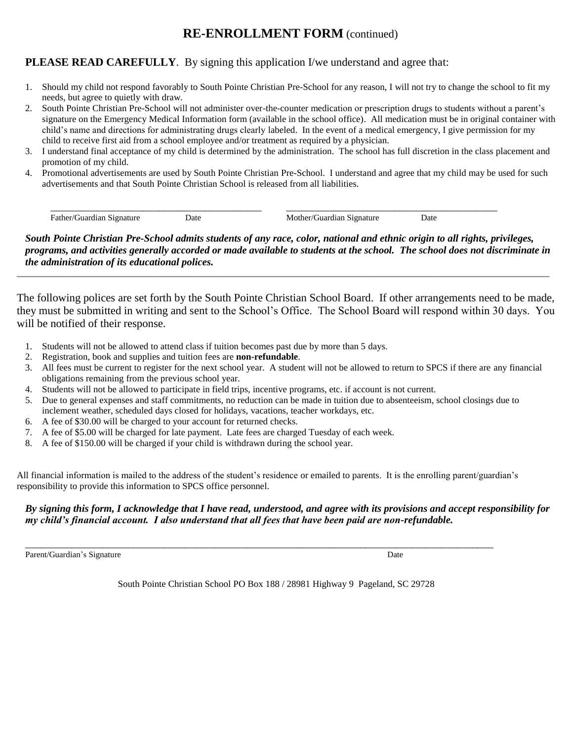# **RE-ENROLLMENT FORM** (continued)

**PLEASE READ CAREFULLY**. By signing this application I/we understand and agree that:

1. Should my child not respond favorably to South Pointe Christian Pre-School for any reason, I will not try to change the school to fit my needs, but agree to quietly with draw.
2. South Pointe Christian Pre-School will not administer over-the-counter medication or prescription drugs to students without a parent's signature on the Emergency Medical Information form (available in the school office). All medication must be in original container with child's name and directions for administrating drugs clearly labeled. In the event of a medical emergency, I give permission for my child to receive first aid from a school employee and/or treatment as required by a physician.
3. I understand final acceptance of my child is determined by the administration. The school has full discretion in the class placement and promotion of my child.
4. Promotional advertisements are used by South Pointe Christian Pre-School. I understand and agree that my child may be used for such advertisements and that South Pointe Christian School is released from all liabilities.

_______________________________________________ &nbsp;&nbsp;&nbsp; _______________________________________________

Father/Guardian Signature &nbsp;&nbsp;&nbsp; Date &nbsp;&nbsp;&nbsp;&nbsp;&nbsp;&nbsp; Mother/Guardian Signature &nbsp;&nbsp;&nbsp; Date

***South Pointe Christian Pre-School admits students of any race, color, national and ethnic origin to all rights, privileges, programs, and activities generally accorded or made available to students at the school. The school does not discriminate in the administration of its educational polices.***

---

The following polices are set forth by the South Pointe Christian School Board. If other arrangements need to be made, they must be submitted in writing and sent to the School's Office. The School Board will respond within 30 days. You will be notified of their response.

1. Students will not be allowed to attend class if tuition becomes past due by more than 5 days.
2. Registration, book and supplies and tuition fees are **non-refundable**.
3. All fees must be current to register for the next school year. A student will not be allowed to return to SPCS if there are any financial obligations remaining from the previous school year.
4. Students will not be allowed to participate in field trips, incentive programs, etc. if account is not current.
5. Due to general expenses and staff commitments, no reduction can be made in tuition due to absenteeism, school closings due to inclement weather, scheduled days closed for holidays, vacations, teacher workdays, etc.
6. A fee of $30.00 will be charged to your account for returned checks.
7. A fee of $5.00 will be charged for late payment. Late fees are charged Tuesday of each week.
8. A fee of $150.00 will be charged if your child is withdrawn during the school year.

All financial information is mailed to the address of the student's residence or emailed to parents. It is the enrolling parent/guardian's responsibility to provide this information to SPCS office personnel.

***By signing this form, I acknowledge that I have read, understood, and agree with its provisions and accept responsibility for my child's financial account. I also understand that all fees that have been paid are non-refundable.***

_______________________________________________________________________________________________

Parent/Guardian's Signature &nbsp;&nbsp;&nbsp;&nbsp;&nbsp;&nbsp;&nbsp;&nbsp;&nbsp;&nbsp;&nbsp;&nbsp;&nbsp;&nbsp;&nbsp;&nbsp;&nbsp;&nbsp;&nbsp;&nbsp;&nbsp;&nbsp;&nbsp;&nbsp;&nbsp;&nbsp;&nbsp;&nbsp;&nbsp;&nbsp;&nbsp;&nbsp;&nbsp;&nbsp;&nbsp;&nbsp;&nbsp;&nbsp;&nbsp;&nbsp;&nbsp;&nbsp;&nbsp;&nbsp;&nbsp;&nbsp;&nbsp;&nbsp; Date

South Pointe Christian School PO Box 188 / 28981 Highway 9 Pageland, SC 29728